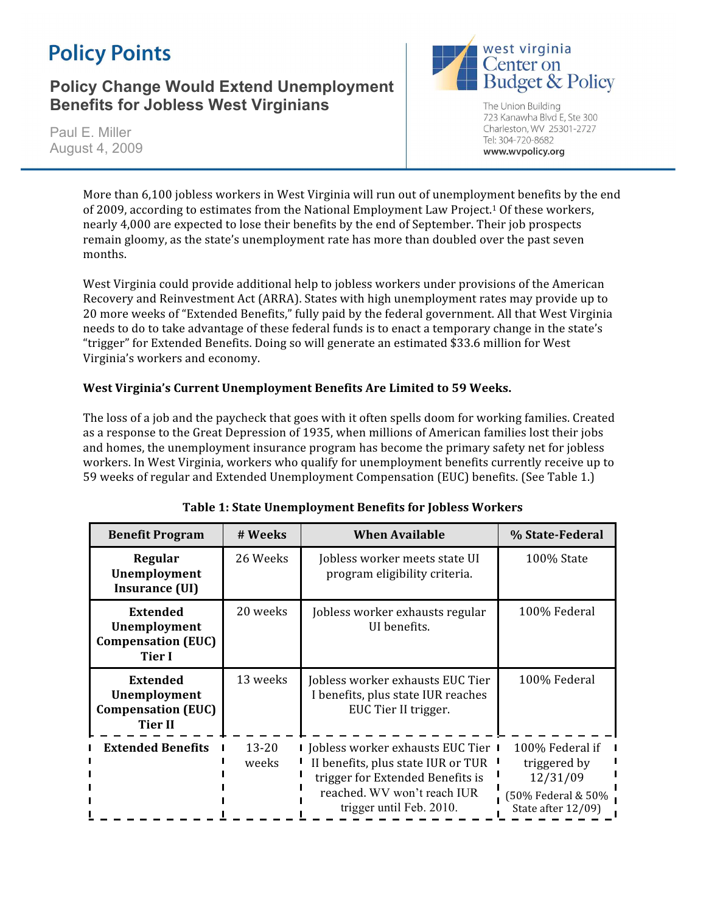# Policy Points

## Policy Change Would Extend Unemployment Benefits for Jobless West Virginians

Paul E. Miller
August 4, 2009

west virginia Center on Budget & Policy
The Union Building
723 Kanawha Blvd E, Ste 300
Charleston, WV 25301-2727
Tel: 304-720-8682
www.wvpolicy.org

More than 6,100 jobless workers in West Virginia will run out of unemployment benefits by the end of 2009, according to estimates from the National Employment Law Project.[1] Of these workers, nearly 4,000 are expected to lose their benefits by the end of September. Their job prospects remain gloomy, as the state's unemployment rate has more than doubled over the past seven months.

West Virginia could provide additional help to jobless workers under provisions of the American Recovery and Reinvestment Act (ARRA). States with high unemployment rates may provide up to 20 more weeks of "Extended Benefits," fully paid by the federal government. All that West Virginia needs to do to take advantage of these federal funds is to enact a temporary change in the state's "trigger" for Extended Benefits. Doing so will generate an estimated $33.6 million for West Virginia's workers and economy.

**West Virginia's Current Unemployment Benefits Are Limited to 59 Weeks.**

The loss of a job and the paycheck that goes with it often spells doom for working families. Created as a response to the Great Depression of 1935, when millions of American families lost their jobs and homes, the unemployment insurance program has become the primary safety net for jobless workers. In West Virginia, workers who qualify for unemployment benefits currently receive up to 59 weeks of regular and Extended Unemployment Compensation (EUC) benefits. (See Table 1.)

**Table 1: State Unemployment Benefits for Jobless Workers**

| Benefit Program | # Weeks | When Available | % State-Federal |
|---|---|---|---|
| **Regular Unemployment Insurance (UI)** | 26 Weeks | Jobless worker meets state UI program eligibility criteria. | 100% State |
| **Extended Unemployment Compensation (EUC) Tier I** | 20 weeks | Jobless worker exhausts regular UI benefits. | 100% Federal |
| **Extended Unemployment Compensation (EUC) Tier II** | 13 weeks | Jobless worker exhausts EUC Tier I benefits, plus state IUR reaches EUC Tier II trigger. | 100% Federal |
| **Extended Benefits** | 13-20 weeks | Jobless worker exhausts EUC Tier II benefits, plus state IUR or TUR trigger for Extended Benefits is reached. WV won't reach IUR trigger until Feb. 2010. | 100% Federal if triggered by 12/31/09 (50% Federal & 50% State after 12/09) |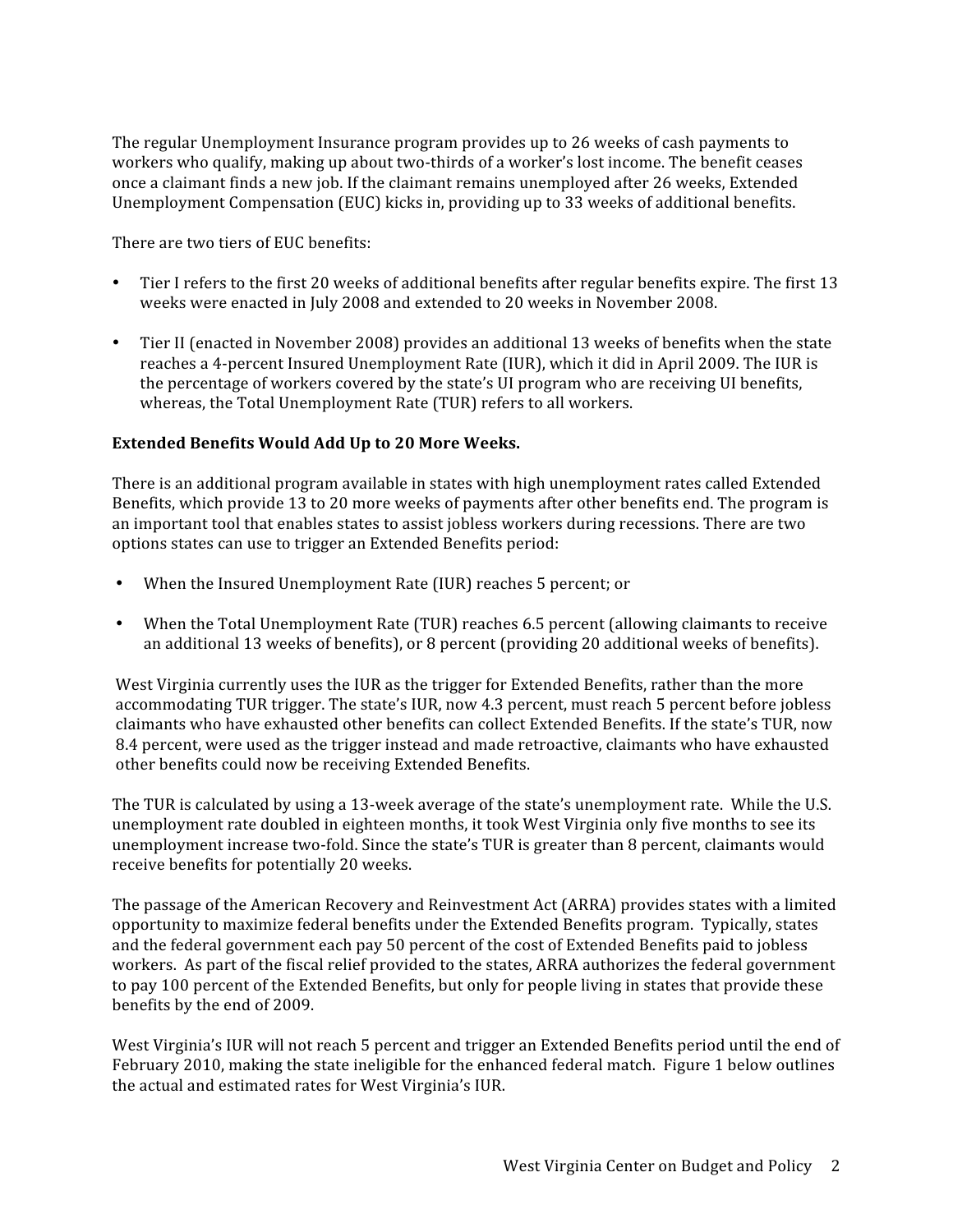The regular Unemployment Insurance program provides up to 26 weeks of cash payments to workers who qualify, making up about two-thirds of a worker's lost income. The benefit ceases once a claimant finds a new job. If the claimant remains unemployed after 26 weeks, Extended Unemployment Compensation (EUC) kicks in, providing up to 33 weeks of additional benefits.

There are two tiers of EUC benefits:

- Tier I refers to the first 20 weeks of additional benefits after regular benefits expire. The first 13 weeks were enacted in July 2008 and extended to 20 weeks in November 2008.
- Tier II (enacted in November 2008) provides an additional 13 weeks of benefits when the state reaches a 4-percent Insured Unemployment Rate (IUR), which it did in April 2009. The IUR is the percentage of workers covered by the state's UI program who are receiving UI benefits, whereas, the Total Unemployment Rate (TUR) refers to all workers.

**Extended Benefits Would Add Up to 20 More Weeks.**

There is an additional program available in states with high unemployment rates called Extended Benefits, which provide 13 to 20 more weeks of payments after other benefits end. The program is an important tool that enables states to assist jobless workers during recessions. There are two options states can use to trigger an Extended Benefits period:

- When the Insured Unemployment Rate (IUR) reaches 5 percent; or
- When the Total Unemployment Rate (TUR) reaches 6.5 percent (allowing claimants to receive an additional 13 weeks of benefits), or 8 percent (providing 20 additional weeks of benefits).

West Virginia currently uses the IUR as the trigger for Extended Benefits, rather than the more accommodating TUR trigger. The state's IUR, now 4.3 percent, must reach 5 percent before jobless claimants who have exhausted other benefits can collect Extended Benefits. If the state's TUR, now 8.4 percent, were used as the trigger instead and made retroactive, claimants who have exhausted other benefits could now be receiving Extended Benefits.

The TUR is calculated by using a 13-week average of the state's unemployment rate. While the U.S. unemployment rate doubled in eighteen months, it took West Virginia only five months to see its unemployment increase two-fold. Since the state's TUR is greater than 8 percent, claimants would receive benefits for potentially 20 weeks.

The passage of the American Recovery and Reinvestment Act (ARRA) provides states with a limited opportunity to maximize federal benefits under the Extended Benefits program. Typically, states and the federal government each pay 50 percent of the cost of Extended Benefits paid to jobless workers. As part of the fiscal relief provided to the states, ARRA authorizes the federal government to pay 100 percent of the Extended Benefits, but only for people living in states that provide these benefits by the end of 2009.

West Virginia's IUR will not reach 5 percent and trigger an Extended Benefits period until the end of February 2010, making the state ineligible for the enhanced federal match. Figure 1 below outlines the actual and estimated rates for West Virginia's IUR.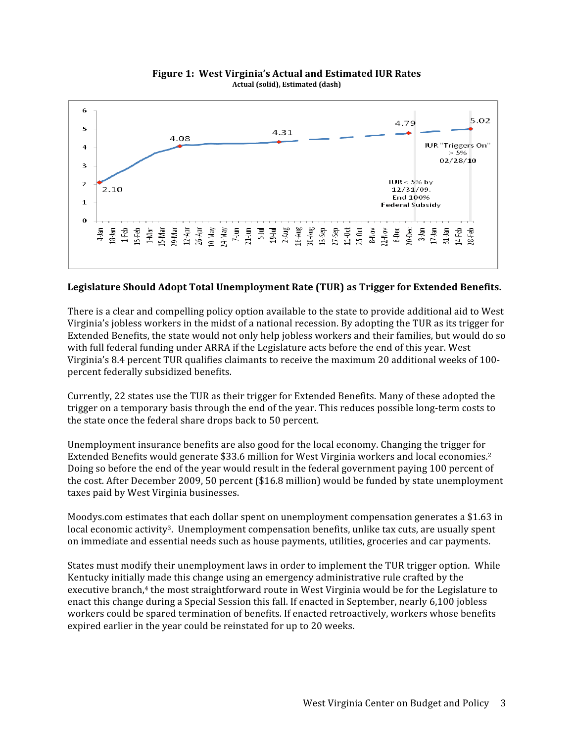**Figure 1: West Virginia's Actual and Estimated IUR Rates**
Actual (solid), Estimated (dash)

**Legislature Should Adopt Total Unemployment Rate (TUR) as Trigger for Extended Benefits.**

There is a clear and compelling policy option available to the state to provide additional aid to West Virginia's jobless workers in the midst of a national recession. By adopting the TUR as its trigger for Extended Benefits, the state would not only help jobless workers and their families, but would do so with full federal funding under ARRA if the Legislature acts before the end of this year. West Virginia's 8.4 percent TUR qualifies claimants to receive the maximum 20 additional weeks of 100-percent federally subsidized benefits.

Currently, 22 states use the TUR as their trigger for Extended Benefits. Many of these adopted the trigger on a temporary basis through the end of the year. This reduces possible long-term costs to the state once the federal share drops back to 50 percent.

Unemployment insurance benefits are also good for the local economy. Changing the trigger for Extended Benefits would generate $33.6 million for West Virginia workers and local economies.[2] Doing so before the end of the year would result in the federal government paying 100 percent of the cost. After December 2009, 50 percent ($16.8 million) would be funded by state unemployment taxes paid by West Virginia businesses.

Moodys.com estimates that each dollar spent on unemployment compensation generates a $1.63 in local economic activity[3]. Unemployment compensation benefits, unlike tax cuts, are usually spent on immediate and essential needs such as house payments, utilities, groceries and car payments.

States must modify their unemployment laws in order to implement the TUR trigger option. While Kentucky initially made this change using an emergency administrative rule crafted by the executive branch,[4] the most straightforward route in West Virginia would be for the Legislature to enact this change during a Special Session this fall. If enacted in September, nearly 6,100 jobless workers could be spared termination of benefits. If enacted retroactively, workers whose benefits expired earlier in the year could be reinstated for up to 20 weeks.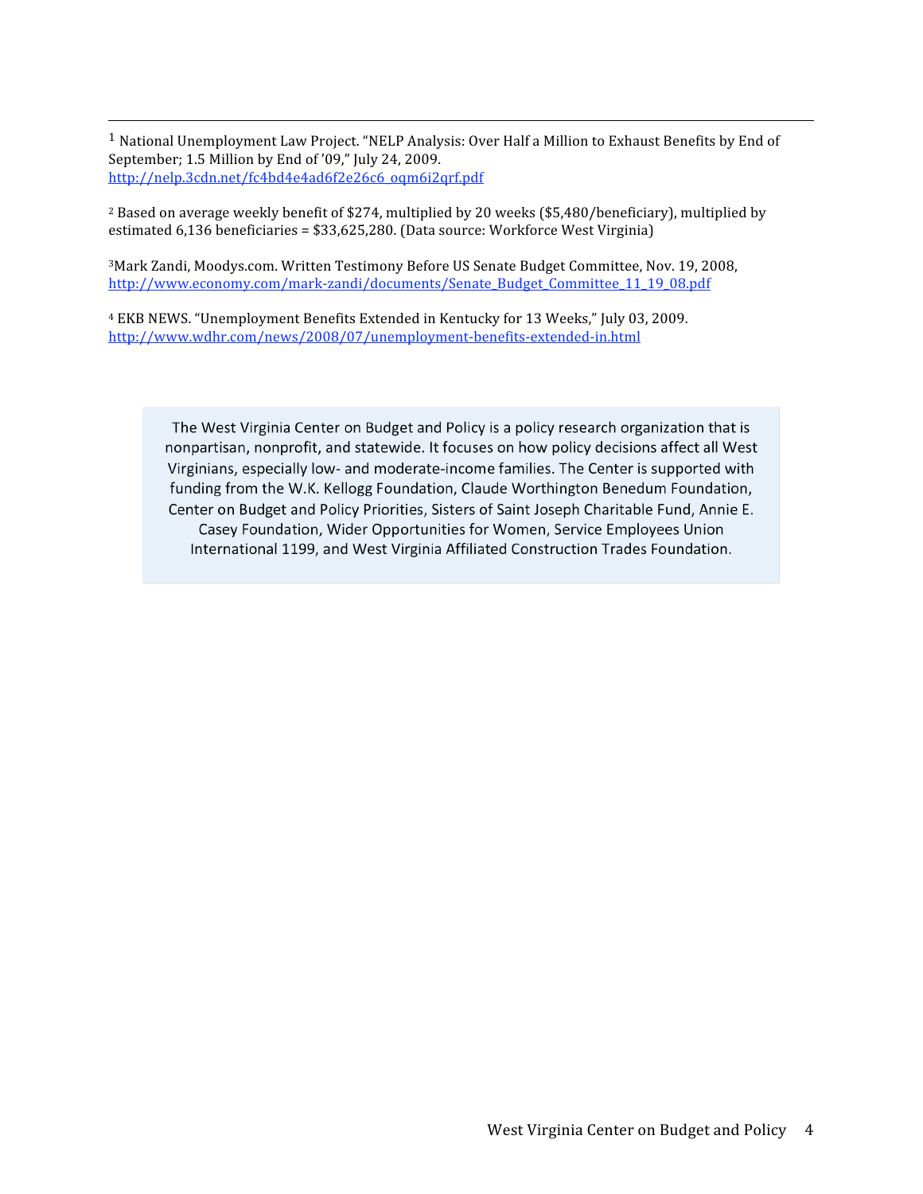[1] National Unemployment Law Project. “NELP Analysis: Over Half a Million to Exhaust Benefits by End of September; 1.5 Million by End of ’09,” July 24, 2009. http://nelp.3cdn.net/fc4bd4e4ad6f2e26c6_oqm6i2qrf.pdf

[2] Based on average weekly benefit of $274, multiplied by 20 weeks ($5,480/beneficiary), multiplied by estimated 6,136 beneficiaries = $33,625,280. (Data source: Workforce West Virginia)

[3] Mark Zandi, Moodys.com. Written Testimony Before US Senate Budget Committee, Nov. 19, 2008, http://www.economy.com/mark-zandi/documents/Senate_Budget_Committee_11_19_08.pdf

[4] EKB NEWS. “Unemployment Benefits Extended in Kentucky for 13 Weeks,” July 03, 2009. http://www.wdhr.com/news/2008/07/unemployment-benefits-extended-in.html

The West Virginia Center on Budget and Policy is a policy research organization that is nonpartisan, nonprofit, and statewide. It focuses on how policy decisions affect all West Virginians, especially low- and moderate-income families. The Center is supported with funding from the W.K. Kellogg Foundation, Claude Worthington Benedum Foundation, Center on Budget and Policy Priorities, Sisters of Saint Joseph Charitable Fund, Annie E. Casey Foundation, Wider Opportunities for Women, Service Employees Union International 1199, and West Virginia Affiliated Construction Trades Foundation.